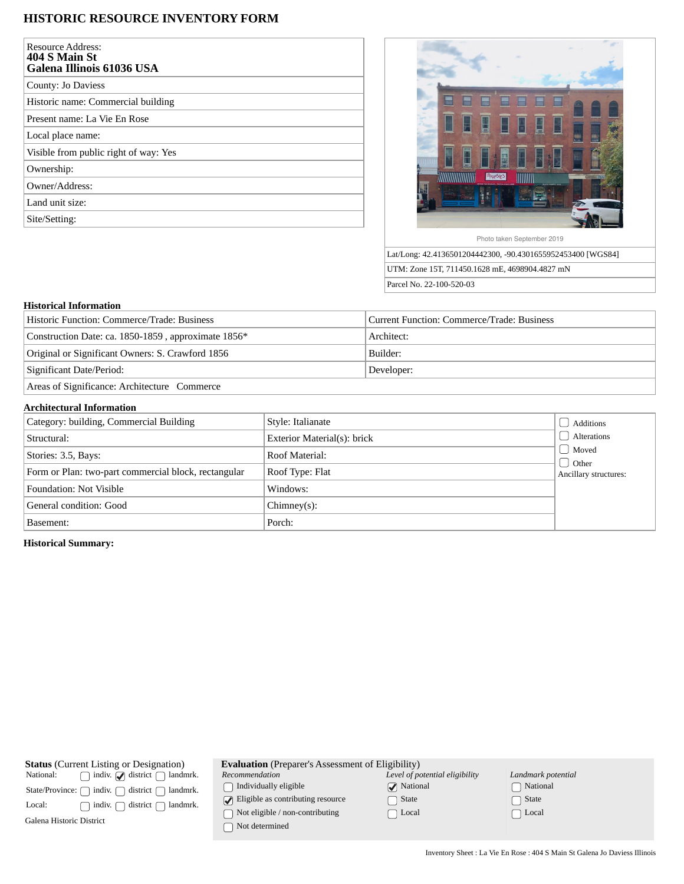# HISTORIC RESOURCE INVENTORY FORM

| Resource Address: **404 S Main St Galena Illinois 61036 USA** |
|---|
| County: Jo Daviess |
| Historic name: Commercial building |
| Present name: La Vie En Rose |
| Local place name: |
| Visible from public right of way: Yes |
| Ownership: |
| Owner/Address: |
| Land unit size: |
| Site/Setting: |

Photo taken September 2019

| Lat/Long: 42.4136501204442300, -90.4301655952453400 [WGS84] |
|---|
| UTM: Zone 15T, 711450.1628 mE, 4698904.4827 mN |
| Parcel No. 22-100-520-03 |

### Historical Information

| | |
|---|---|
| Historic Function: Commerce/Trade: Business | Current Function: Commerce/Trade: Business |
| Construction Date: ca. 1850-1859 , approximate 1856* | Architect: |
| Original or Significant Owners: S. Crawford 1856 | Builder: |
| Significant Date/Period: | Developer: |
| Areas of Significance: Architecture Commerce | |

### Architectural Information

| | | |
|---|---|---|
| Category: building, Commercial Building | Style: Italianate | ☐ Additions |
| Structural: | Exterior Material(s): brick | ☐ Alterations |
| Stories: 3.5, Bays: | Roof Material: | ☐ Moved |
| Form or Plan: two-part commercial block, rectangular | Roof Type: Flat | ☐ Other |
| Foundation: Not Visible | Windows: | Ancillary structures: |
| General condition: Good | Chimney(s): | |
| Basement: | Porch: | |

**Historical Summary:**

**Status** (Current Listing or Designation)

| | | | |
|---|---|---|---|
| National: | ☐ indiv. | ☑ district | ☐ landmrk. |
| State/Province: | ☐ indiv. | ☐ district | ☐ landmrk. |
| Local: | ☐ indiv. | ☐ district | ☐ landmrk. |

Galena Historic District

**Evaluation** (Preparer's Assessment of Eligibility)

| *Recommendation* | *Level of potential eligibility* | *Landmark potential* |
|---|---|---|
| ☐ Individually eligible | ☑ National | ☐ National |
| ☑ Eligible as contributing resource | ☐ State | ☐ State |
| ☐ Not eligible / non-contributing | ☐ Local | ☐ Local |
| ☐ Not determined | | |

Inventory Sheet : La Vie En Rose : 404 S Main St Galena Jo Daviess Illinois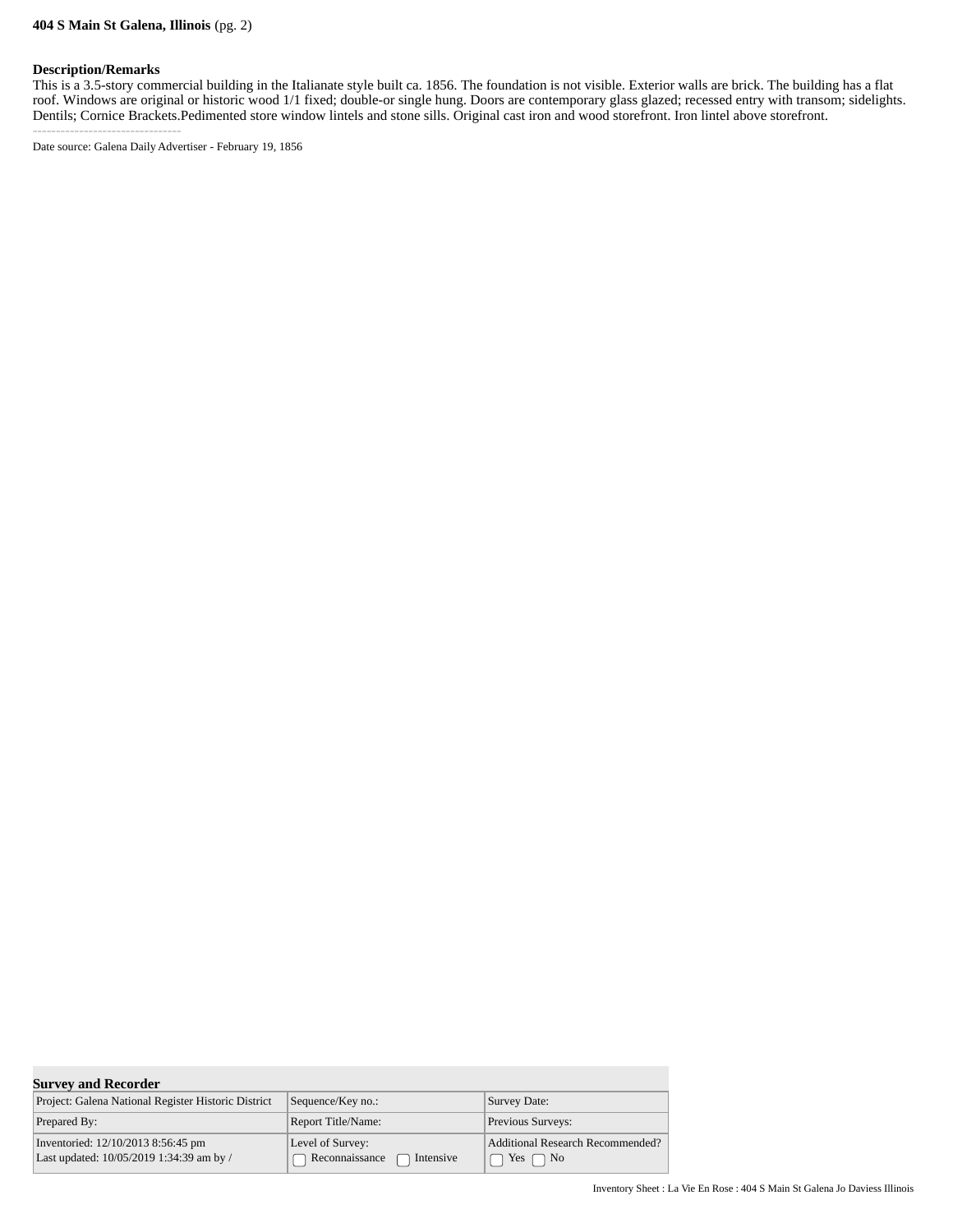**404 S Main St Galena, Illinois** (pg. 2)

### Description/Remarks

This is a 3.5-story commercial building in the Italianate style built ca. 1856. The foundation is not visible. Exterior walls are brick. The building has a flat roof. Windows are original or historic wood 1/1 fixed; double-or single hung. Doors are contemporary glass glazed; recessed entry with transom; sidelights. Dentils; Cornice Brackets.Pedimented store window lintels and stone sills. Original cast iron and wood storefront. Iron lintel above storefront.

---

Date source: Galena Daily Advertiser - February 19, 1856

### Survey and Recorder

| | | |
|---|---|---|
| Project: Galena National Register Historic District | Sequence/Key no.: | Survey Date: |
| Prepared By: | Report Title/Name: | Previous Surveys: |
| Inventoried: 12/10/2013 8:56:45 pm<br>Last updated: 10/05/2019 1:34:39 am by / | Level of Survey:<br>☐ Reconnaissance ☐ Intensive | Additional Research Recommended?<br>☐ Yes ☐ No |

Inventory Sheet : La Vie En Rose : 404 S Main St Galena Jo Daviess Illinois